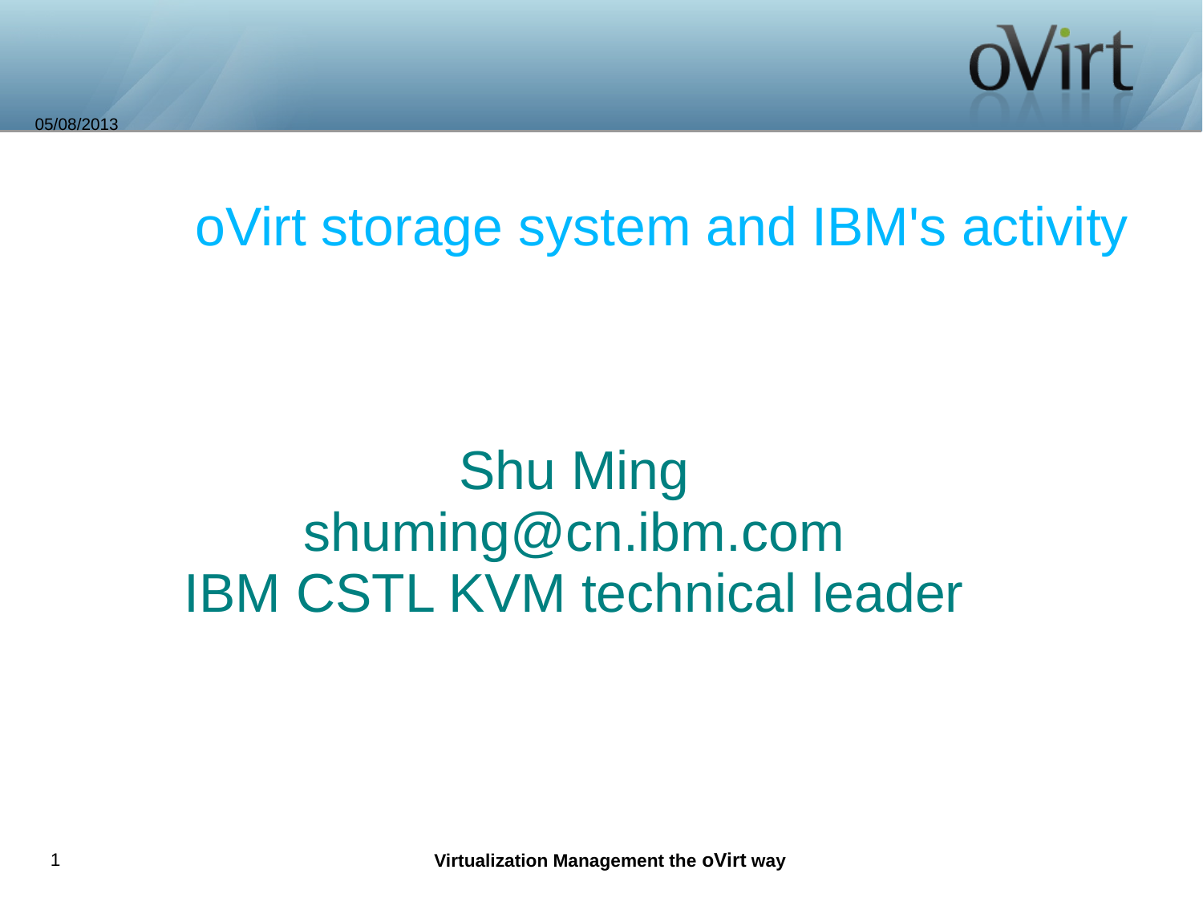# oVirt storage system and IBM's activity

Shu Ming
shuming@cn.ibm.com
IBM CSTL KVM technical leader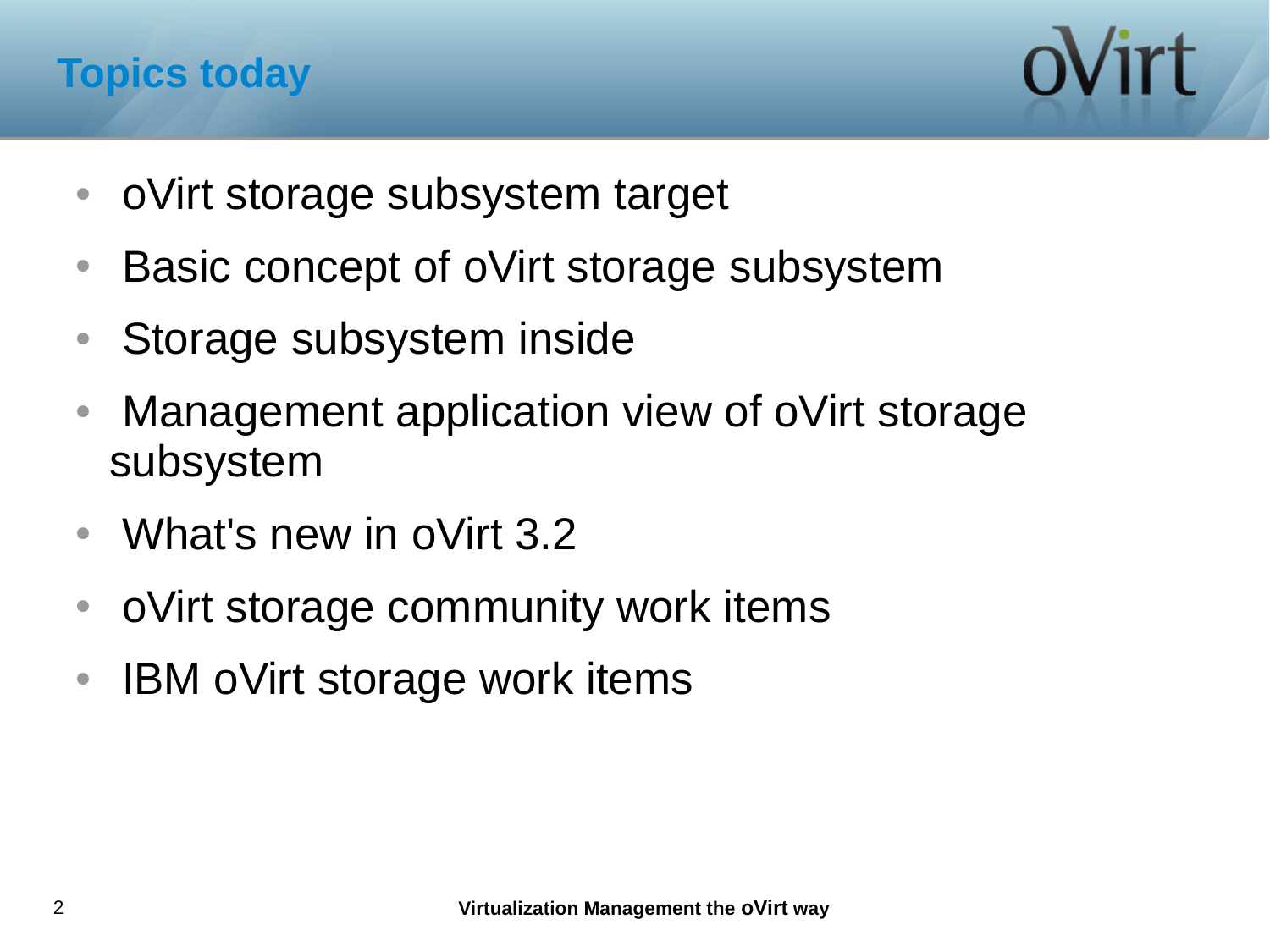# Topics today

- oVirt storage subsystem target
- Basic concept of oVirt storage subsystem
- Storage subsystem inside
- Management application view of oVirt storage subsystem
- What's new in oVirt 3.2
- oVirt storage community work items
- IBM oVirt storage work items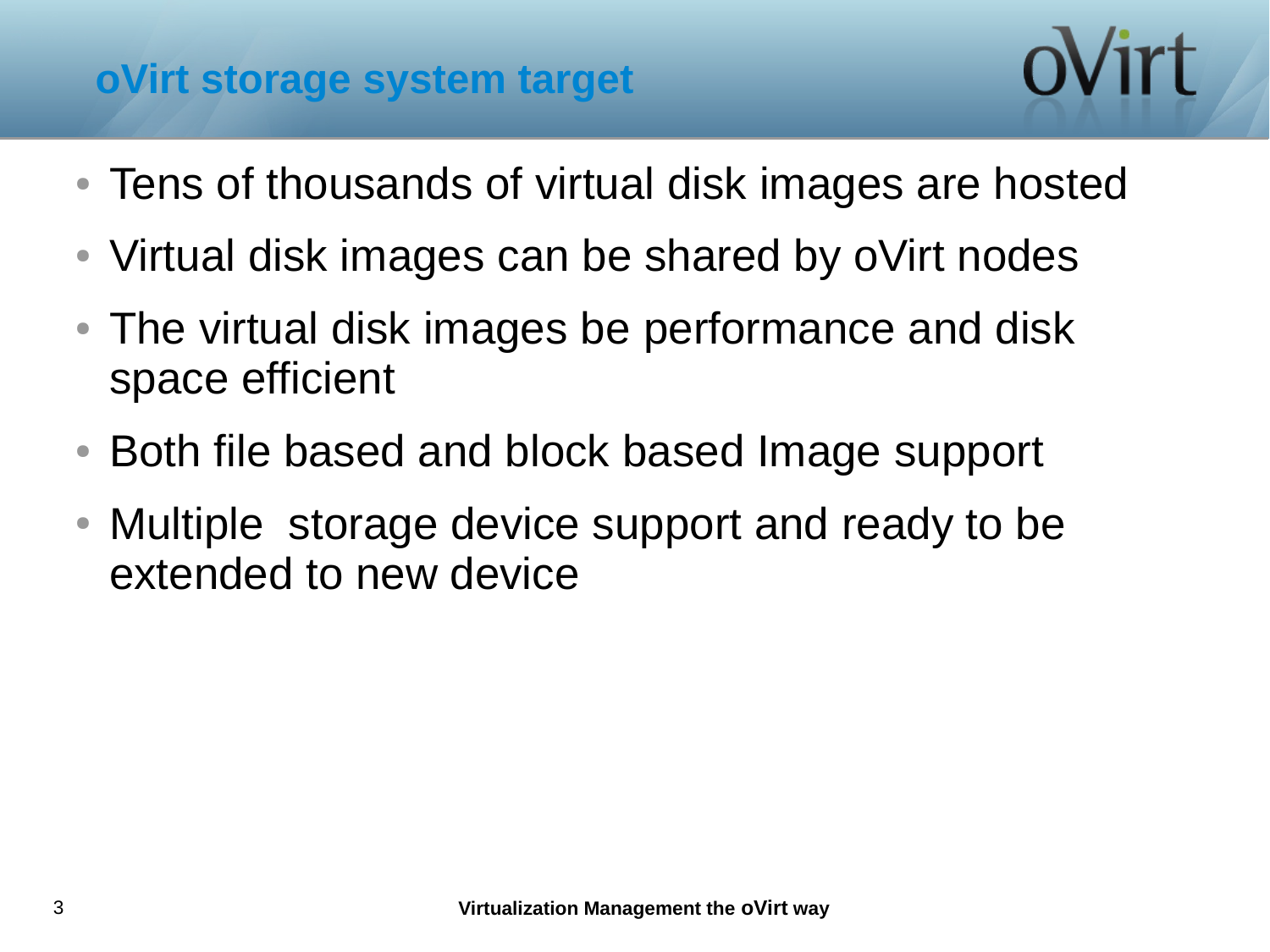# oVirt storage system target

- Tens of thousands of virtual disk images are hosted
- Virtual disk images can be shared by oVirt nodes
- The virtual disk images be performance and disk space efficient
- Both file based and block based Image support
- Multiple  storage device support and ready to be extended to new device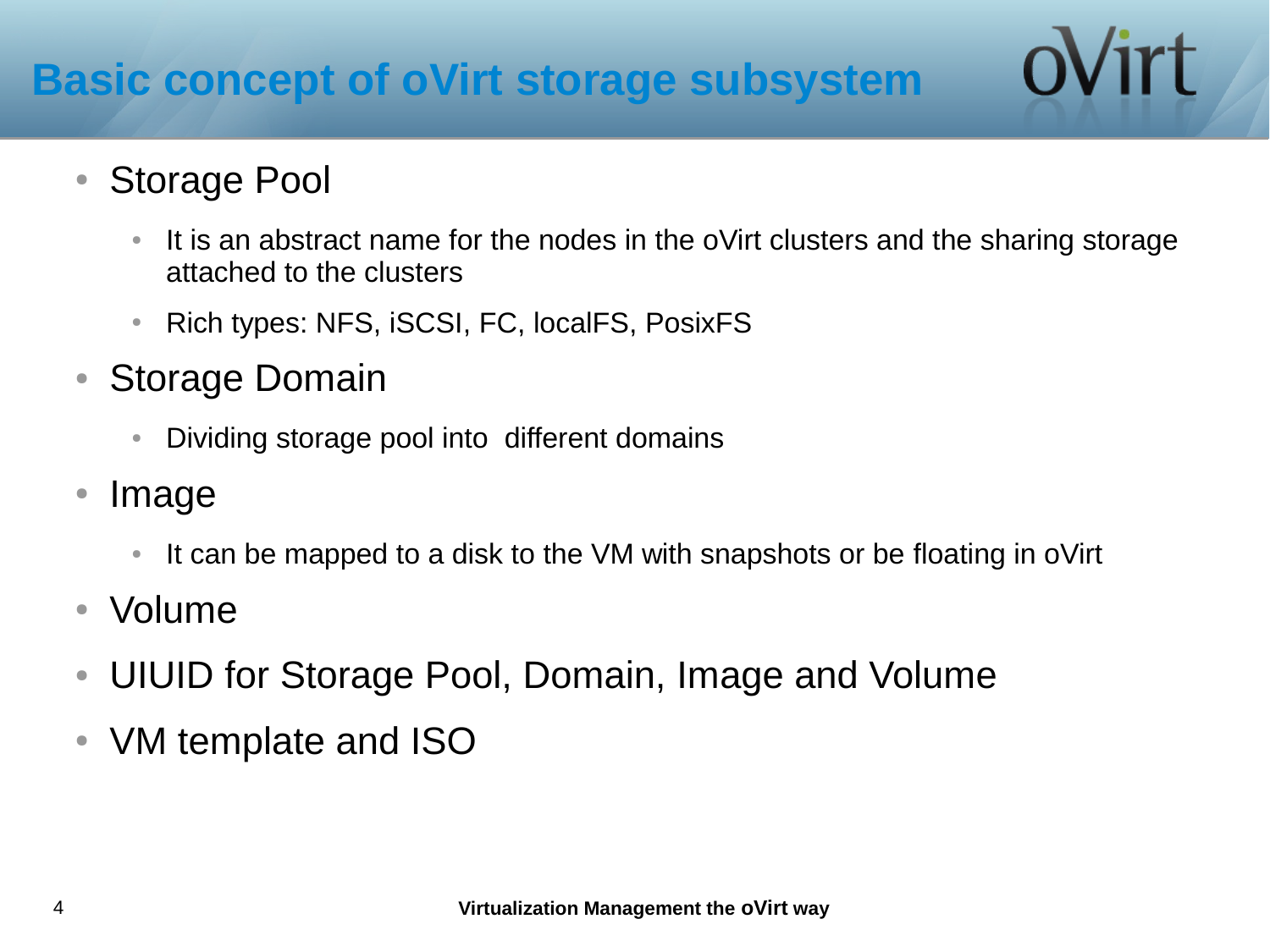# Basic concept of oVirt storage subsystem

- Storage Pool
  - It is an abstract name for the nodes in the oVirt clusters and the sharing storage attached to the clusters
  - Rich types: NFS, iSCSI, FC, localFS, PosixFS
- Storage Domain
  - Dividing storage pool into  different domains
- Image
  - It can be mapped to a disk to the VM with snapshots or be floating in oVirt
- Volume
- UIUID for Storage Pool, Domain, Image and Volume
- VM template and ISO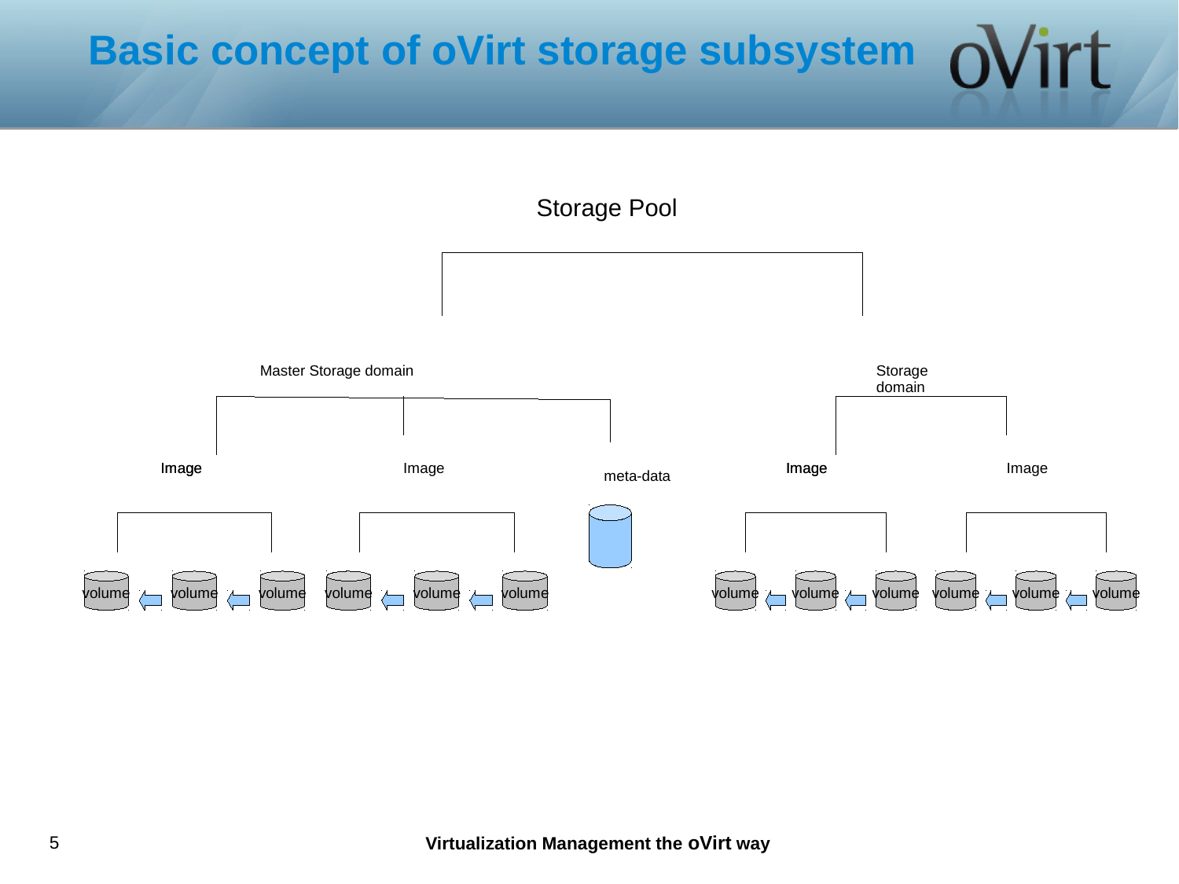# Basic concept of oVirt storage subsystem

Storage Pool

Master Storage domain

Storage domain

Image

Image

meta-data

Image

Image

volume volume volume volume volume volume volume volume volume volume volume volume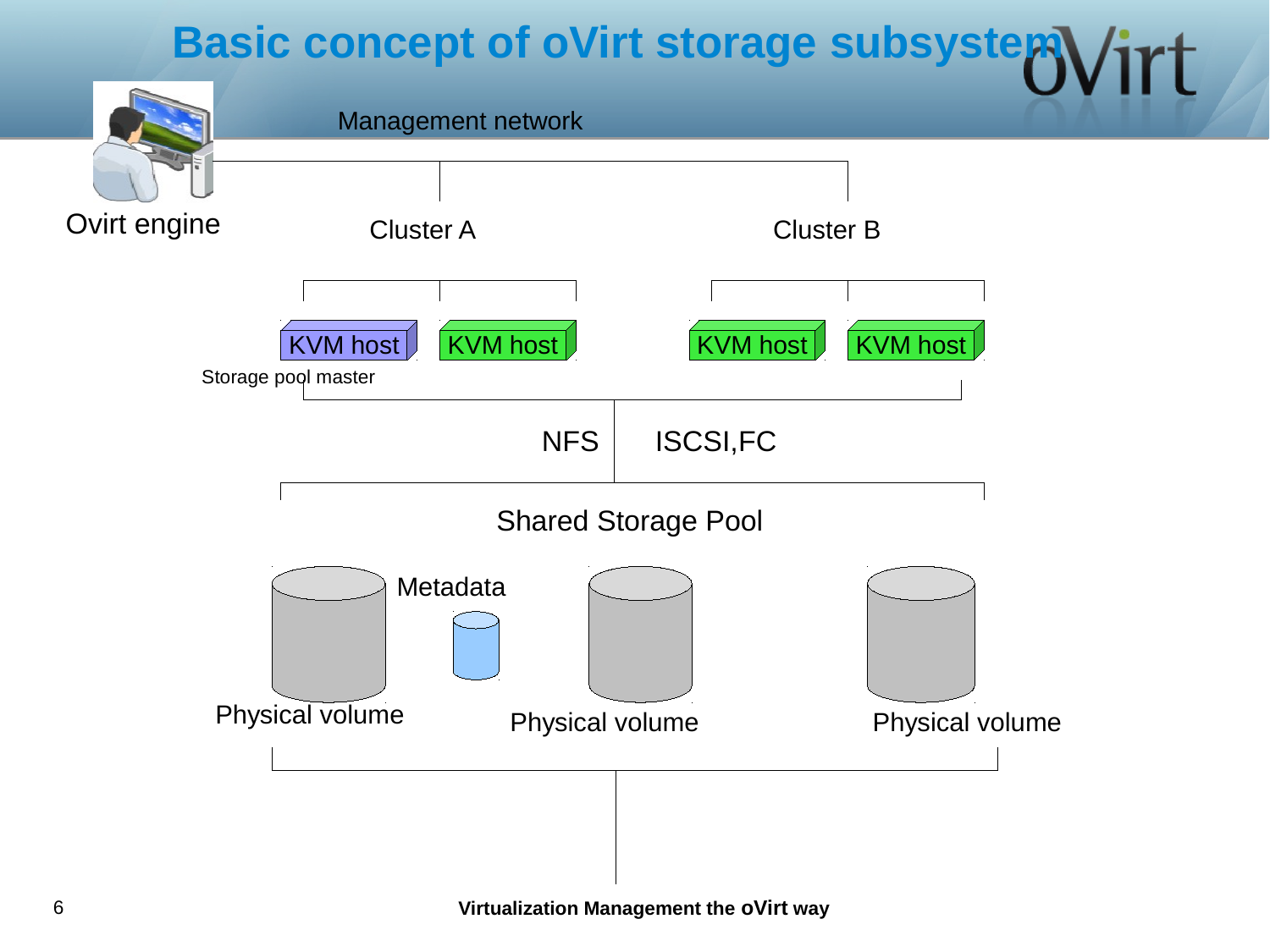# Basic concept of oVirt storage subsystem

Management network

Ovirt engine

Cluster A

Cluster B

KVM host

KVM host

KVM host

KVM host

Storage pool master

NFS

ISCSI,FC

Shared Storage Pool

Metadata

Physical volume

Physical volume

Physical volume

**Virtualization Management the oVirt way**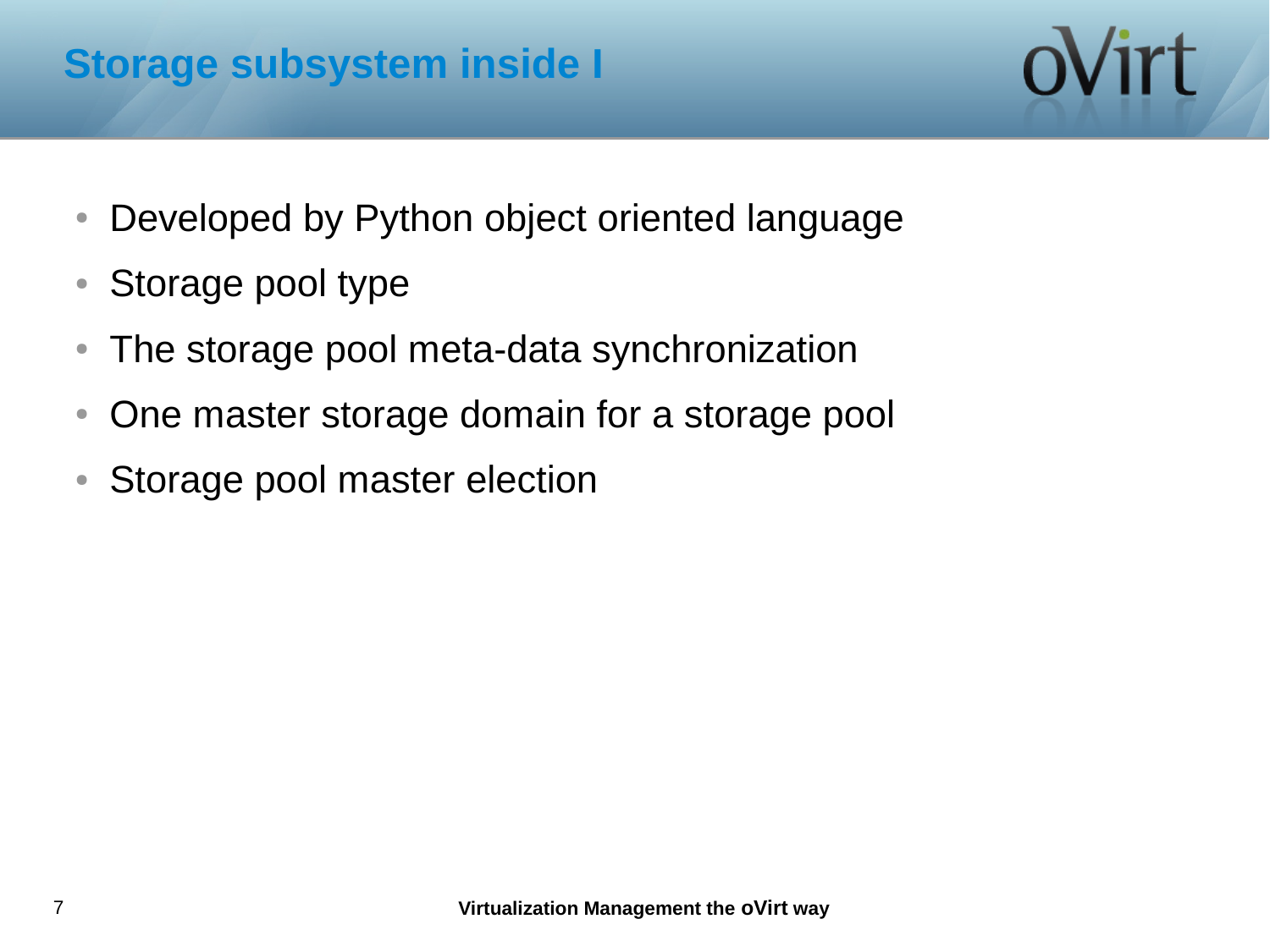# Storage subsystem inside I

- Developed by Python object oriented language
- Storage pool type
- The storage pool meta-data synchronization
- One master storage domain for a storage pool
- Storage pool master election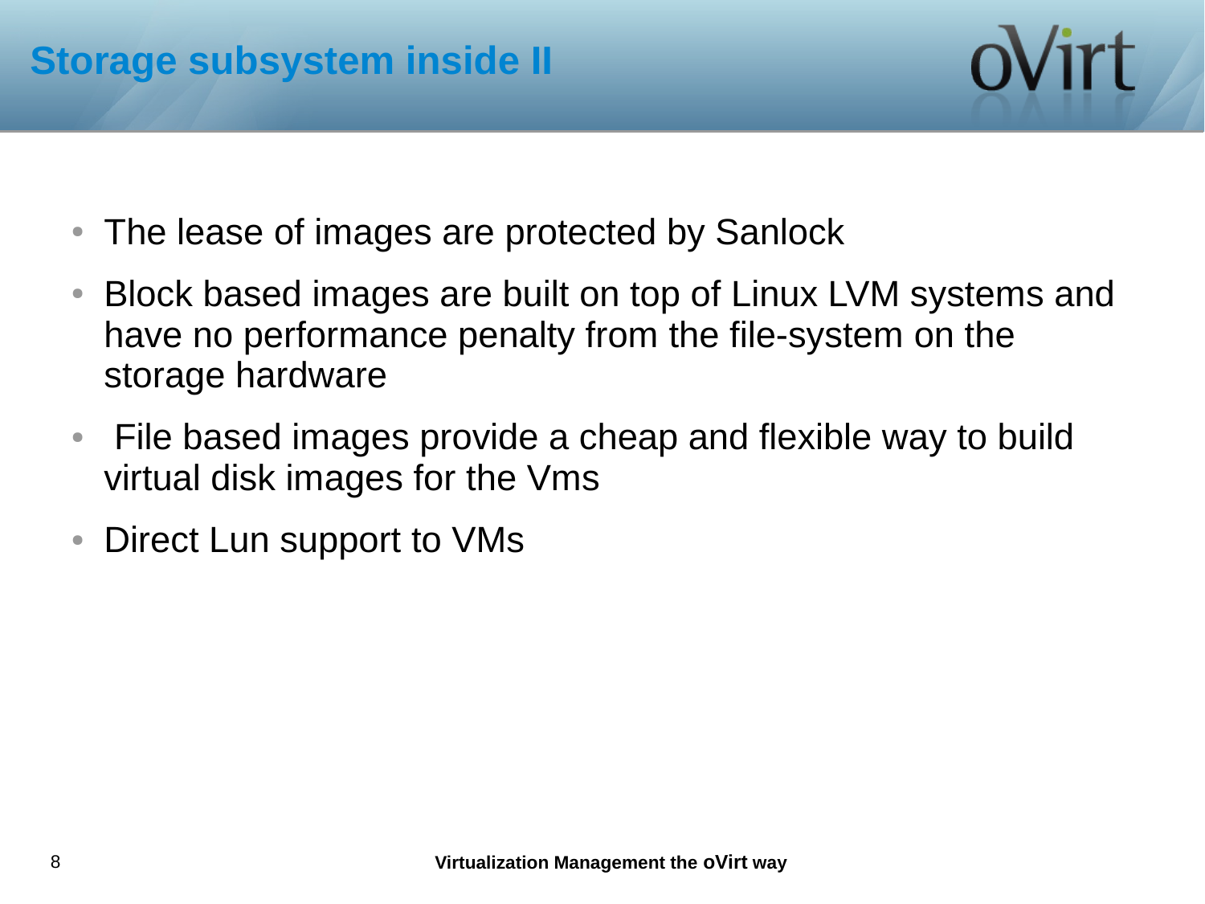# Storage subsystem inside II

- The lease of images are protected by Sanlock
- Block based images are built on top of Linux LVM systems and have no performance penalty from the file-system on the storage hardware
- File based images provide a cheap and flexible way to build virtual disk images for the Vms
- Direct Lun support to VMs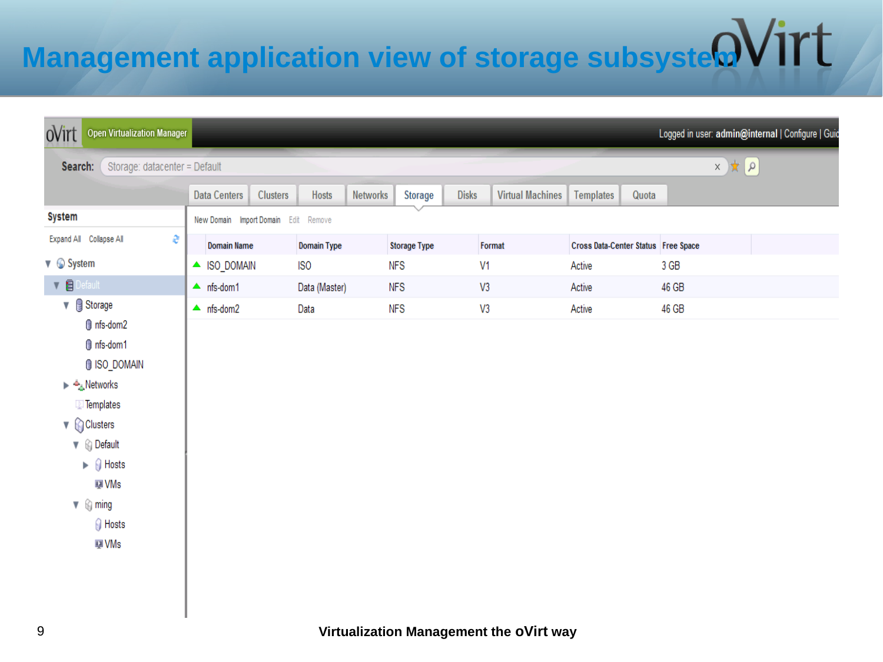# Management application view of storage subsystem

oVirt | Open Virtualization Manager | Logged in user: admin@internal | Configure | Guide

Search: Storage: datacenter = Default

Data Centers | Clusters | Hosts | Networks | Storage | Disks | Virtual Machines | Templates | Quota

**System**

Expand All | Collapse All

- System
  - Default
    - Storage
      - nfs-dom2
      - nfs-dom1
      - ISO_DOMAIN
    - Networks
    - Templates
    - Clusters
      - Default
        - Hosts
        - VMs
      - ming
        - Hosts
        - VMs

New Domain | Import Domain | Edit | Remove

| Domain Name | Domain Type | Storage Type | Format | Cross Data-Center Status | Free Space |
|---|---|---|---|---|---|
| ISO_DOMAIN | ISO | NFS | V1 | Active | 3 GB |
| nfs-dom1 | Data (Master) | NFS | V3 | Active | 46 GB |
| nfs-dom2 | Data | NFS | V3 | Active | 46 GB |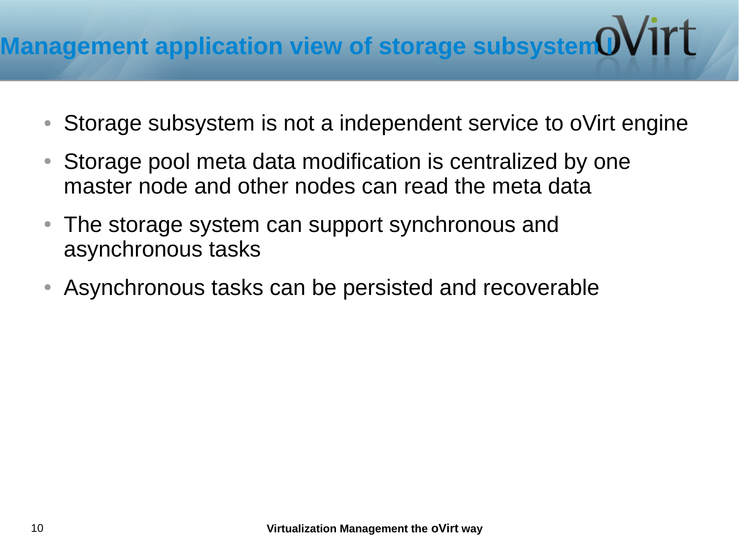# Management application view of storage subsystem

- Storage subsystem is not a independent service to oVirt engine
- Storage pool meta data modification is centralized by one master node and other nodes can read the meta data
- The storage system can support synchronous and asynchronous tasks
- Asynchronous tasks can be persisted and recoverable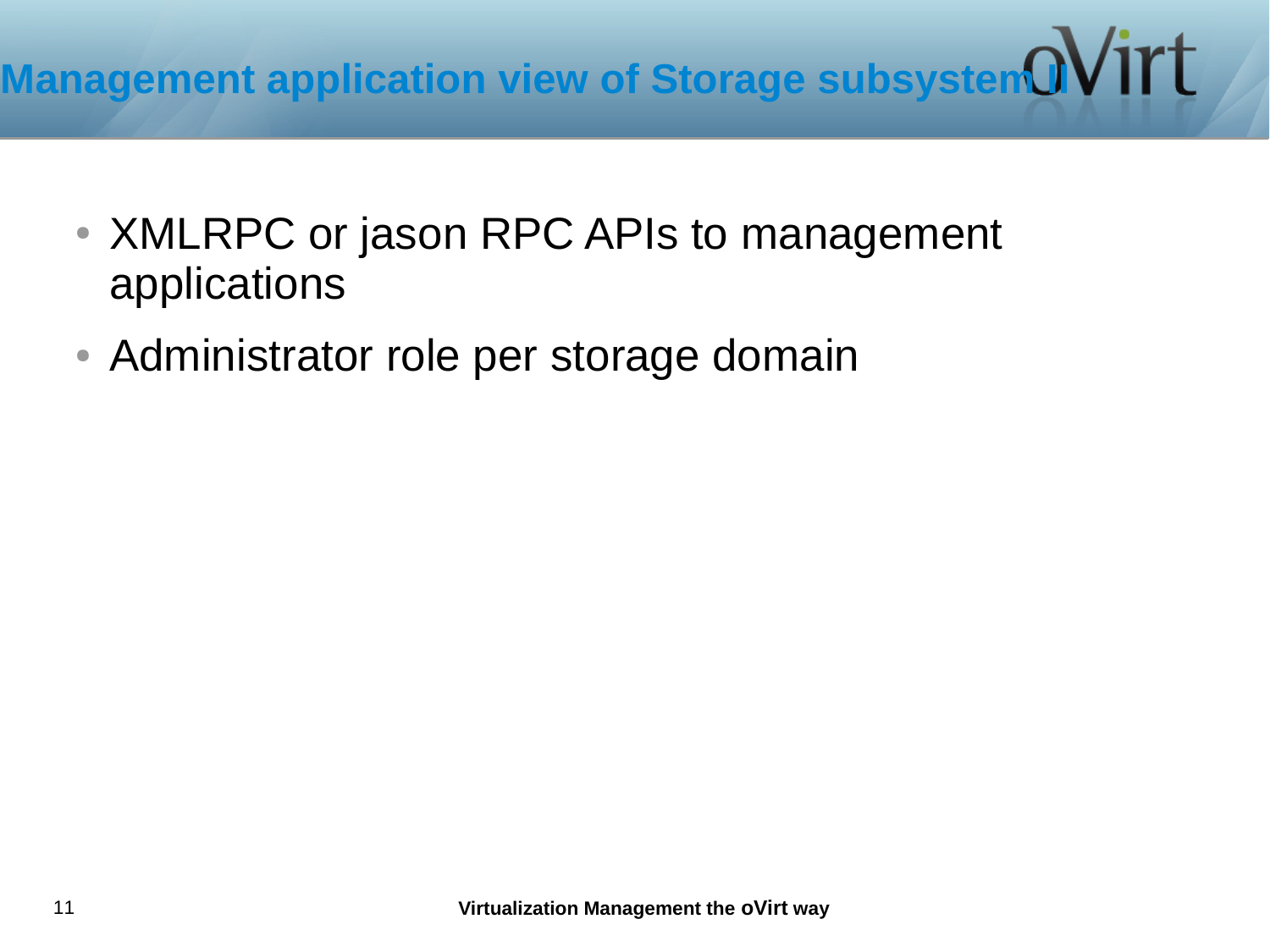# Management application view of Storage subsystem II

- XMLRPC or jason RPC APIs to management applications
- Administrator role per storage domain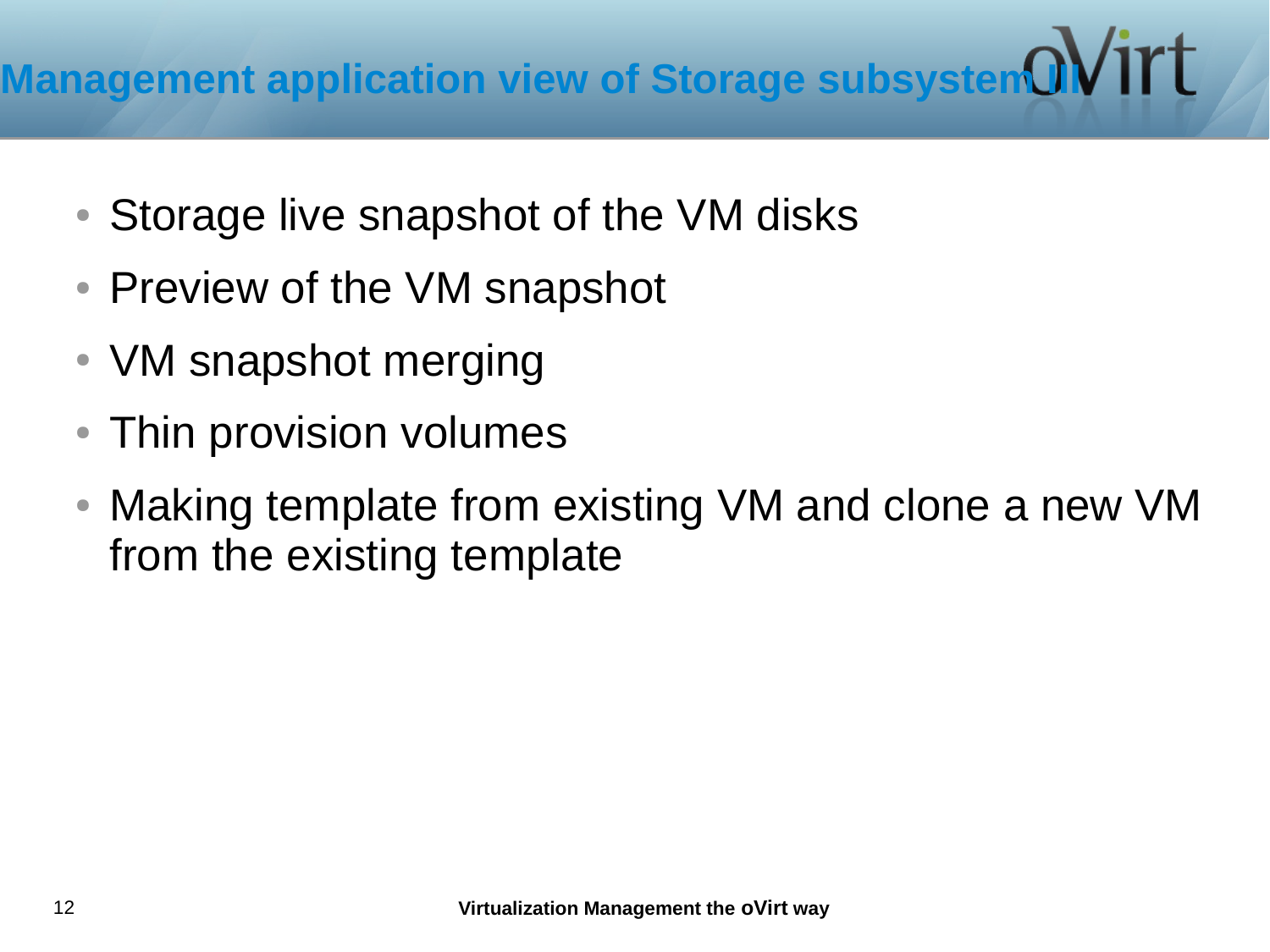# Management application view of Storage subsystem III

- Storage live snapshot of the VM disks
- Preview of the VM snapshot
- VM snapshot merging
- Thin provision volumes
- Making template from existing VM and clone a new VM from the existing template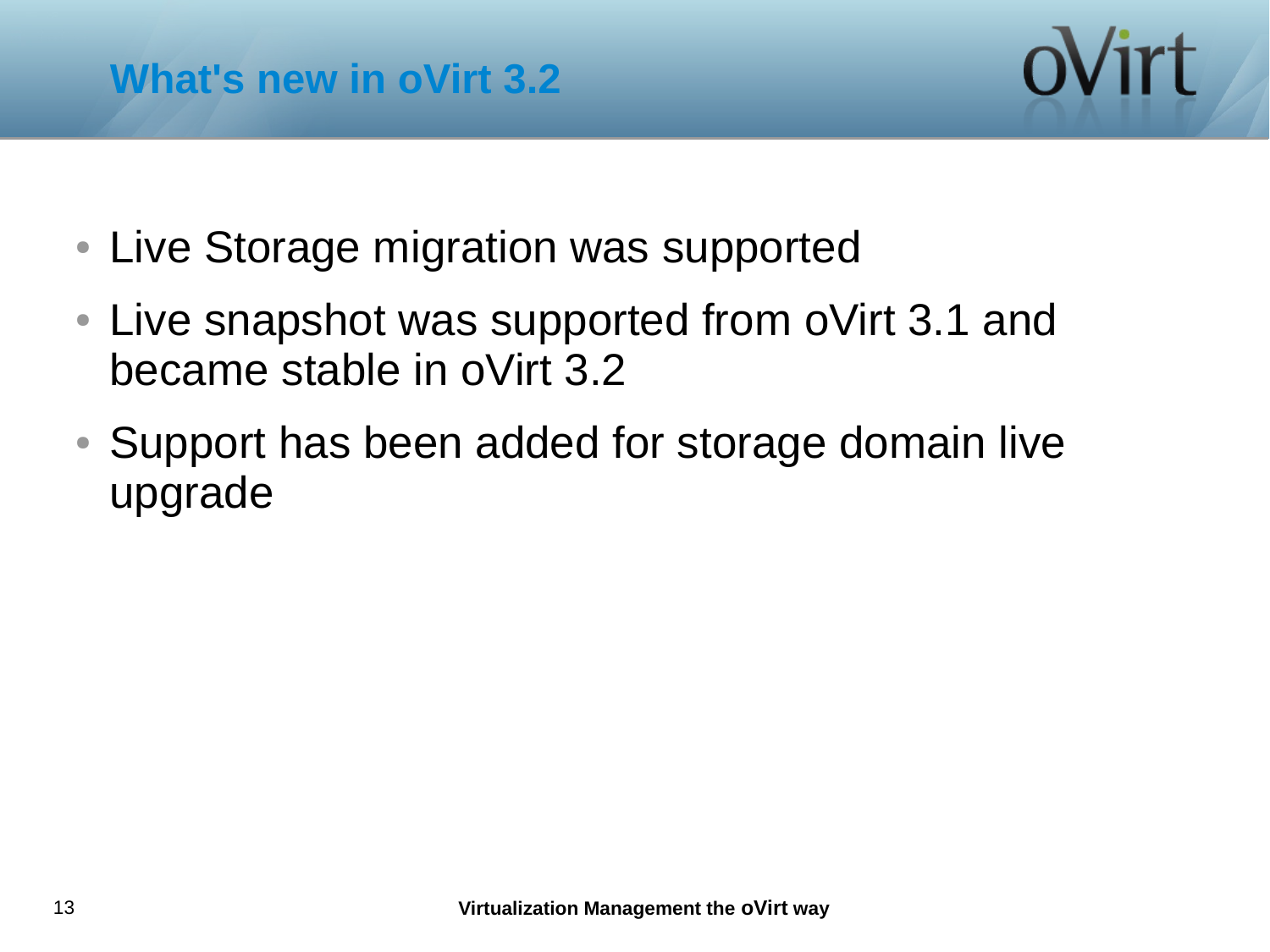## What's new in oVirt 3.2

- Live Storage migration was supported
- Live snapshot was supported from oVirt 3.1 and became stable in oVirt 3.2
- Support has been added for storage domain live upgrade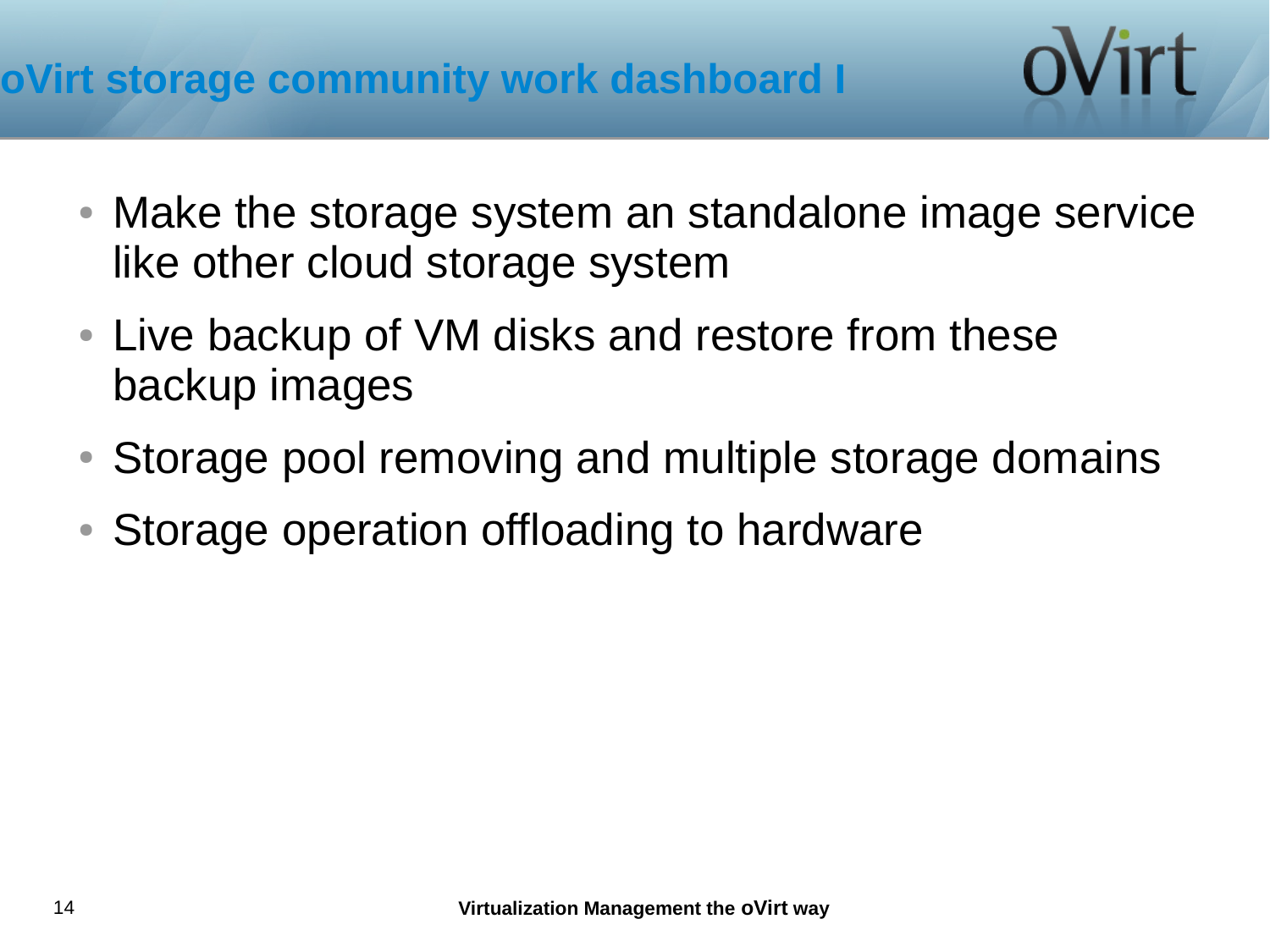# oVirt storage community work dashboard I

- Make the storage system an standalone image service like other cloud storage system
- Live backup of VM disks and restore from these backup images
- Storage pool removing and multiple storage domains
- Storage operation offloading to hardware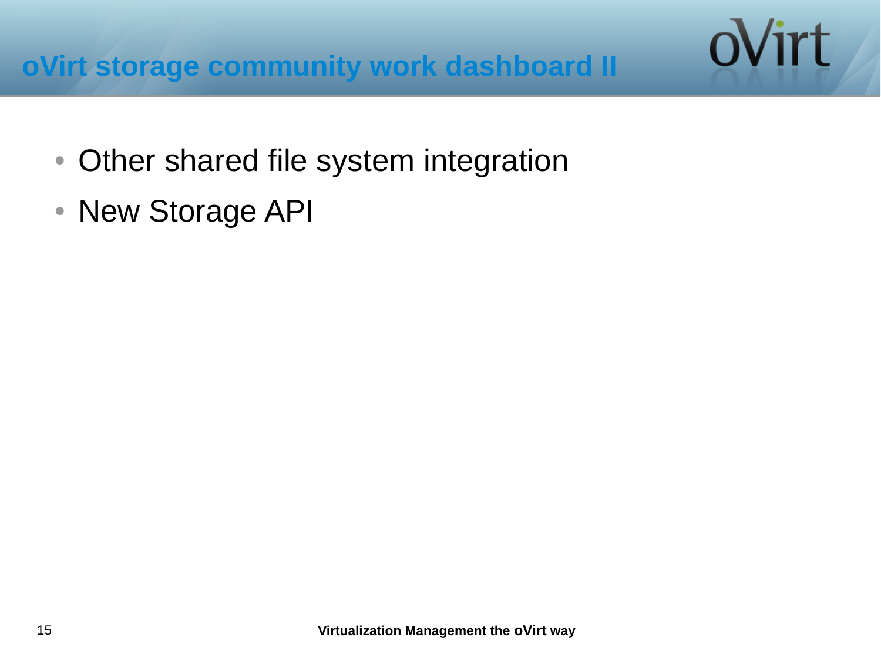# oVirt storage community work dashboard II

- Other shared file system integration
- New Storage API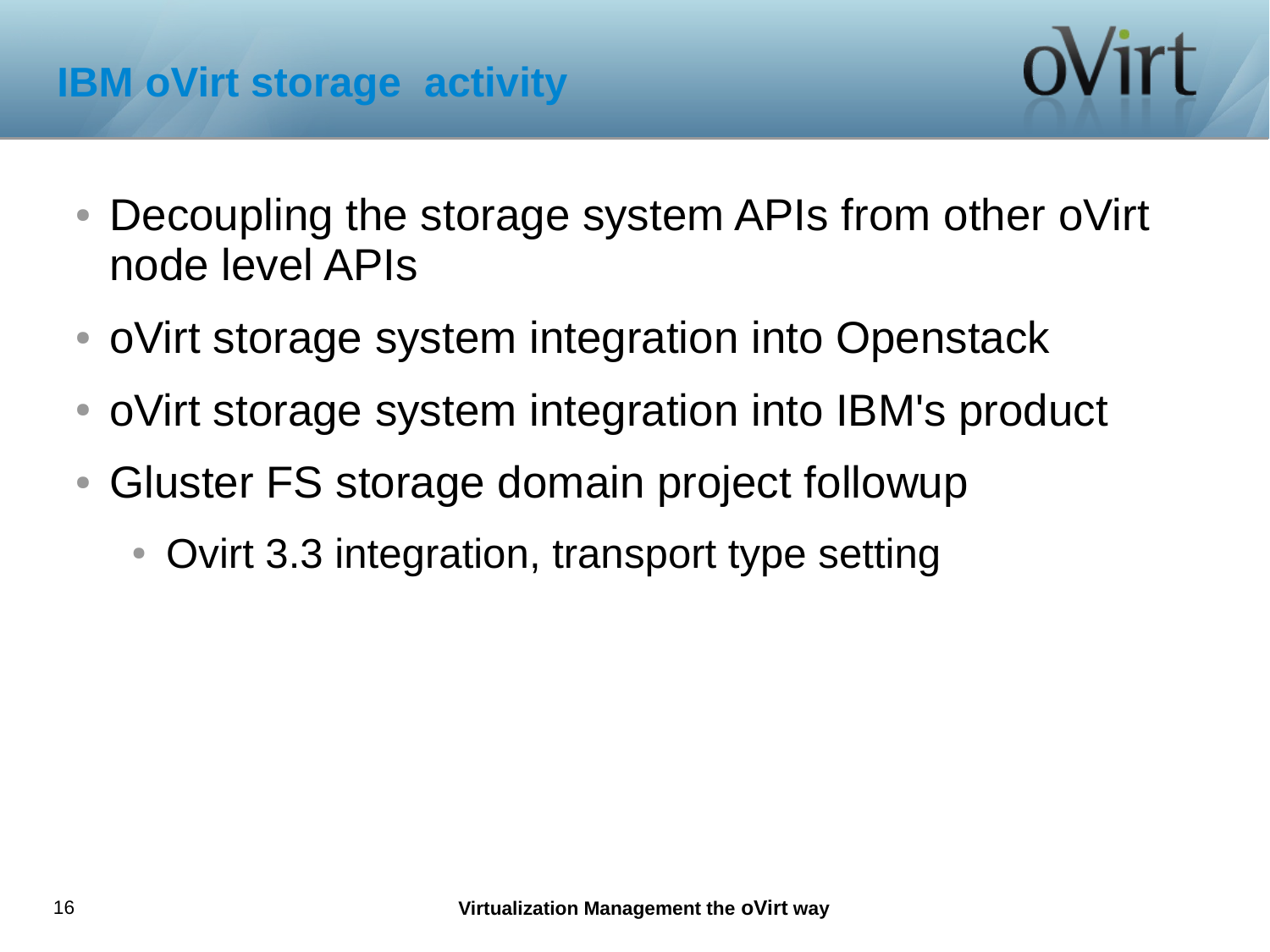# IBM oVirt storage  activity

- Decoupling the storage system APIs from other oVirt node level APIs
- oVirt storage system integration into Openstack
- oVirt storage system integration into IBM's product
- Gluster FS storage domain project followup
  - Ovirt 3.3 integration, transport type setting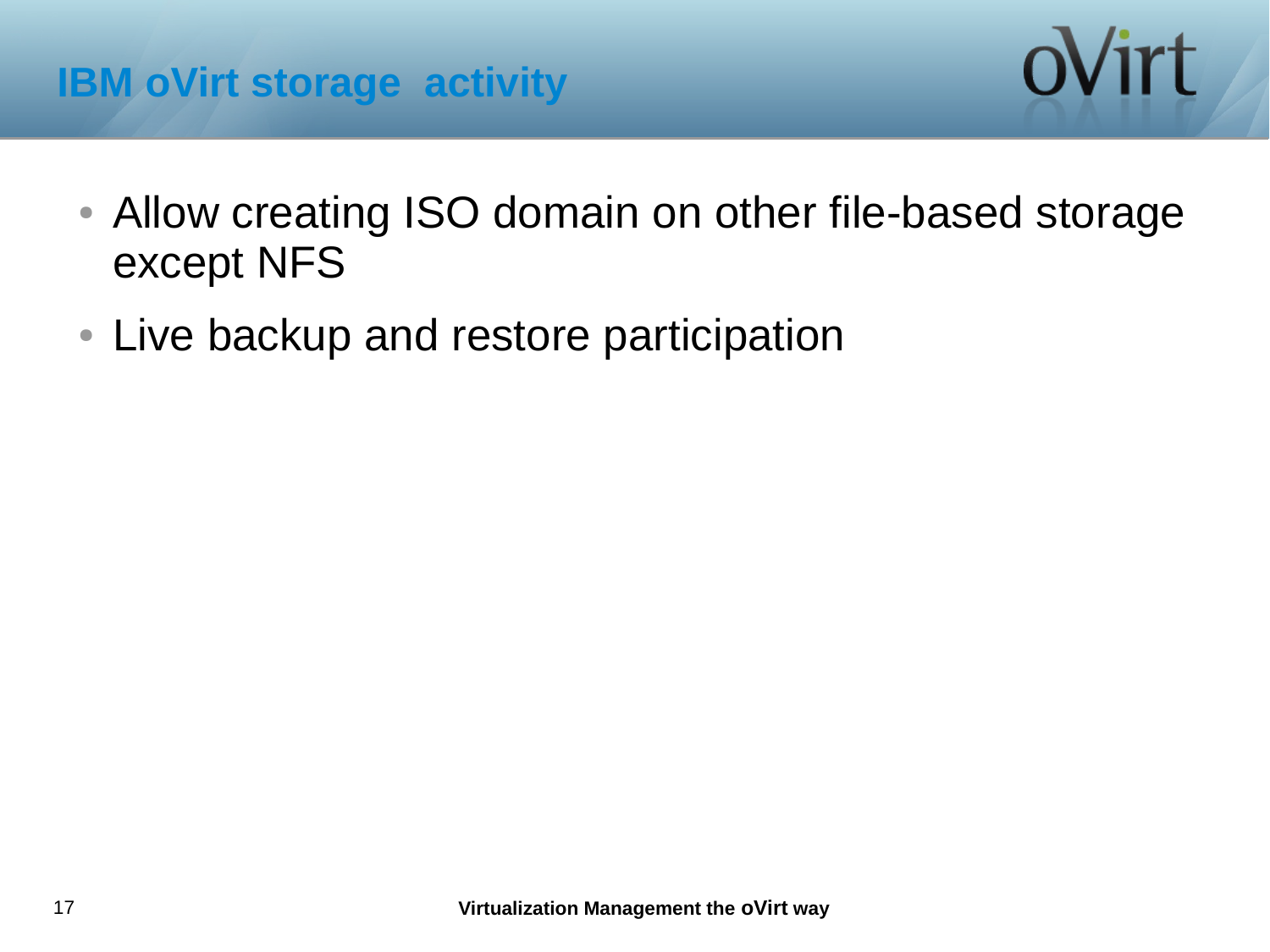# IBM oVirt storage activity

- Allow creating ISO domain on other file-based storage except NFS
- Live backup and restore participation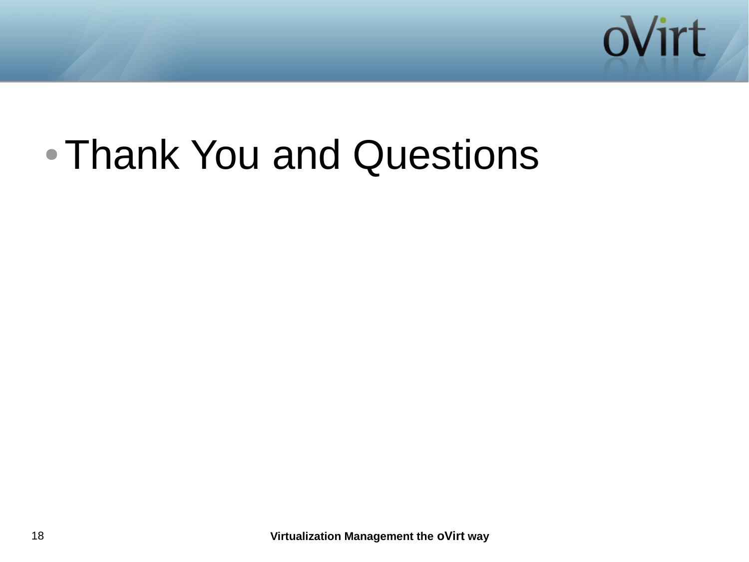- Thank You and Questions